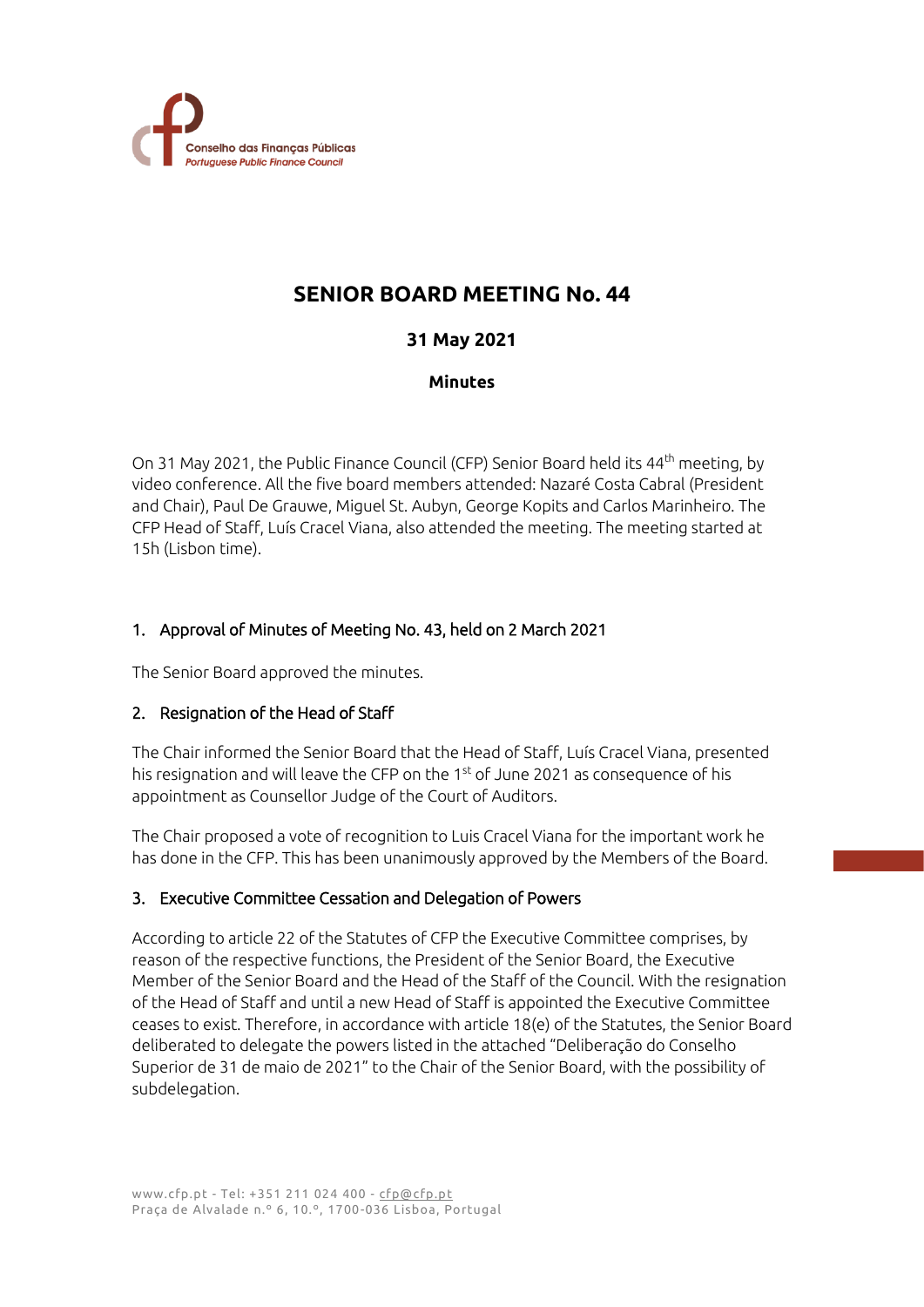# SENIOR BOARD MEETING No. 44

### 31 May 2021

### Minutes

On 31 May 2021, the Public Finance Council (CFP) Senior Board held its 44th meeting, by video conference. All the five board members attended: Nazaré Costa Cabral (President and Chair), Paul De Grauwe, Miguel St. Aubyn, George Kopits and Carlos Marinheiro. The CFP Head of Staff, Luís Cracel Viana, also attended the meeting. The meeting started at 15h (Lisbon time).

## 1. Approval of Minutes of Meeting No. 43, held on 2 March 2021

The Senior Board approved the minutes.

## 2. Resignation of the Head of Staff

The Chair informed the Senior Board that the Head of Staff, Luís Cracel Viana, presented his resignation and will leave the CFP on the 1st of June 2021 as consequence of his appointment as Counsellor Judge of the Court of Auditors.

The Chair proposed a vote of recognition to Luis Cracel Viana for the important work he has done in the CFP. This has been unanimously approved by the Members of the Board.

## 3. Executive Committee Cessation and Delegation of Powers

According to article 22 of the Statutes of CFP the Executive Committee comprises, by reason of the respective functions, the President of the Senior Board, the Executive Member of the Senior Board and the Head of the Staff of the Council. With the resignation of the Head of Staff and until a new Head of Staff is appointed the Executive Committee ceases to exist. Therefore, in accordance with article 18(e) of the Statutes, the Senior Board deliberated to delegate the powers listed in the attached "Deliberação do Conselho Superior de 31 de maio de 2021" to the Chair of the Senior Board, with the possibility of subdelegation.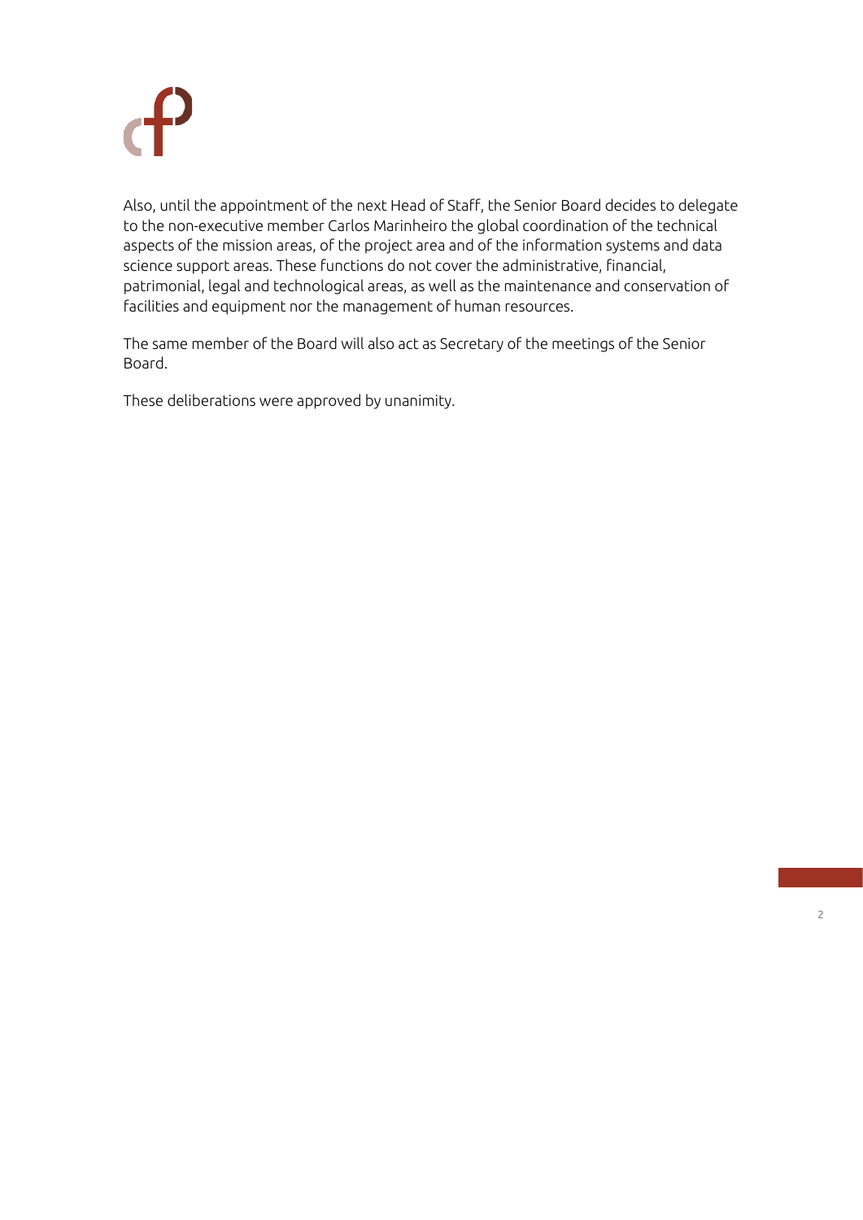Also, until the appointment of the next Head of Staff, the Senior Board decides to delegate to the non-executive member Carlos Marinheiro the global coordination of the technical aspects of the mission areas, of the project area and of the information systems and data science support areas. These functions do not cover the administrative, financial, patrimonial, legal and technological areas, as well as the maintenance and conservation of facilities and equipment nor the management of human resources.

The same member of the Board will also act as Secretary of the meetings of the Senior Board.

These deliberations were approved by unanimity.